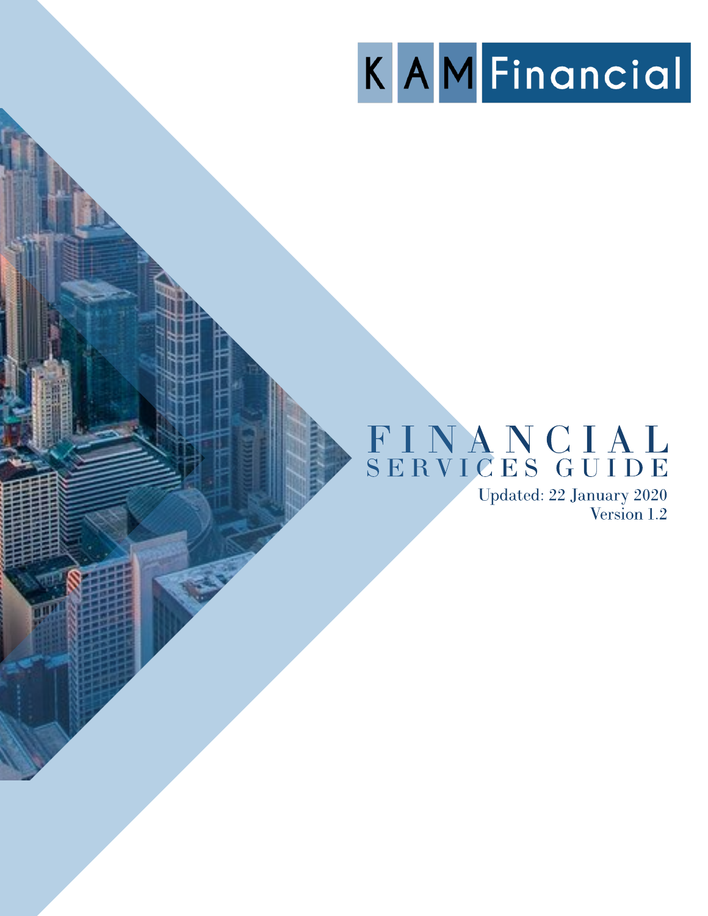KAM Financial

# FINANCIAL SERVICES GUIDE

Updated: 22 January 2020
Version 1.2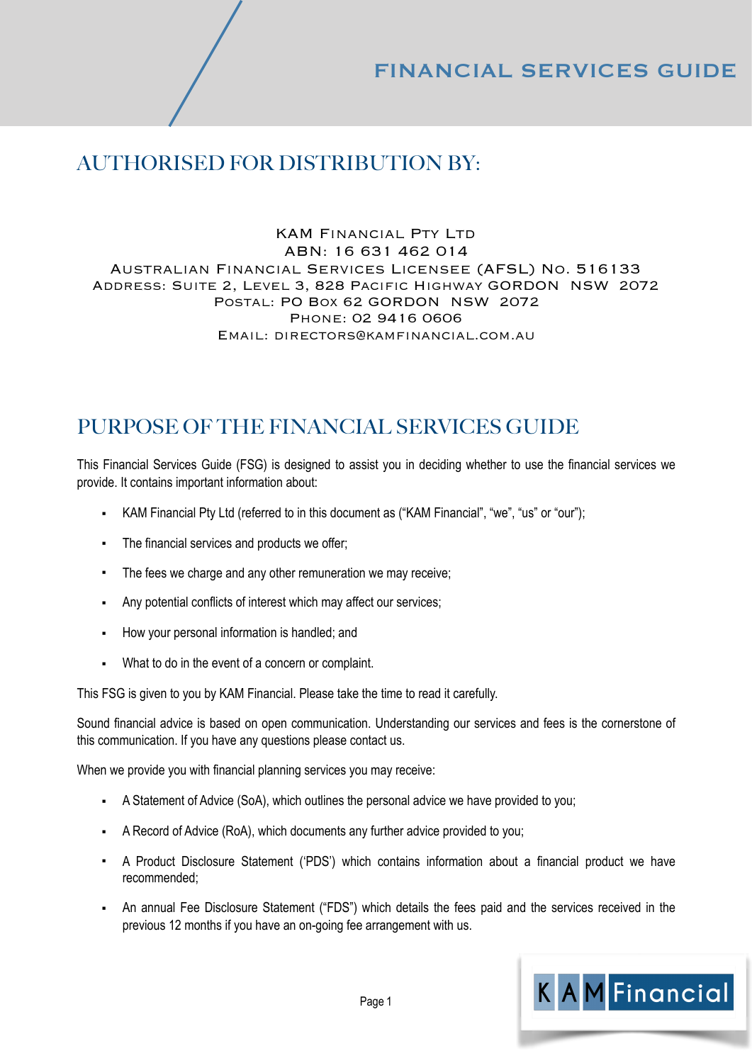# FINANCIAL SERVICES GUIDE

## AUTHORISED FOR DISTRIBUTION BY:

KAM Financial Pty Ltd
ABN: 16 631 462 014
Australian Financial Services Licensee (AFSL) No. 516133
Address: Suite 2, Level 3, 828 Pacific Highway GORDON NSW 2072
Postal: PO Box 62 GORDON NSW 2072
Phone: 02 9416 0606
Email: directors@kamfinancial.com.au

## PURPOSE OF THE FINANCIAL SERVICES GUIDE

This Financial Services Guide (FSG) is designed to assist you in deciding whether to use the financial services we provide. It contains important information about:

- KAM Financial Pty Ltd (referred to in this document as ("KAM Financial", "we", "us" or "our");
- The financial services and products we offer;
- The fees we charge and any other remuneration we may receive;
- Any potential conflicts of interest which may affect our services;
- How your personal information is handled; and
- What to do in the event of a concern or complaint.

This FSG is given to you by KAM Financial. Please take the time to read it carefully.

Sound financial advice is based on open communication. Understanding our services and fees is the cornerstone of this communication. If you have any questions please contact us.

When we provide you with financial planning services you may receive:

- A Statement of Advice (SoA), which outlines the personal advice we have provided to you;
- A Record of Advice (RoA), which documents any further advice provided to you;
- A Product Disclosure Statement ('PDS') which contains information about a financial product we have recommended;
- An annual Fee Disclosure Statement ("FDS") which details the fees paid and the services received in the previous 12 months if you have an on-going fee arrangement with us.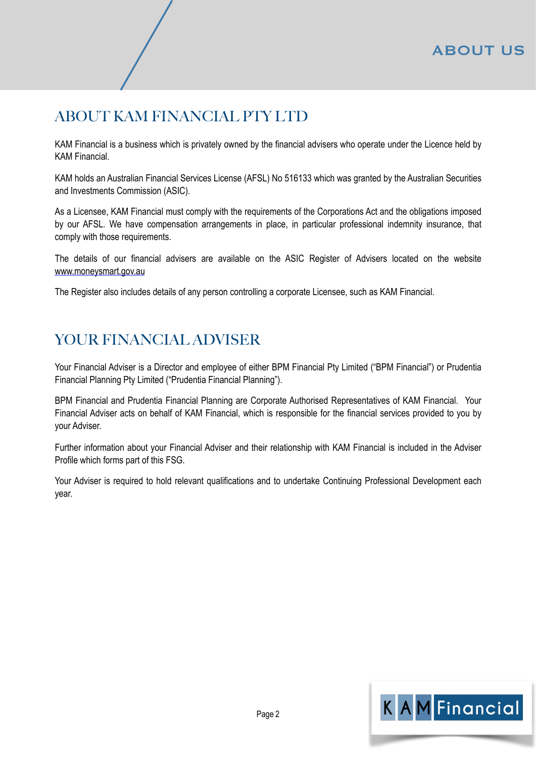## ABOUT KAM FINANCIAL PTY LTD

KAM Financial is a business which is privately owned by the financial advisers who operate under the Licence held by KAM Financial.

KAM holds an Australian Financial Services License (AFSL) No 516133 which was granted by the Australian Securities and Investments Commission (ASIC).

As a Licensee, KAM Financial must comply with the requirements of the Corporations Act and the obligations imposed by our AFSL. We have compensation arrangements in place, in particular professional indemnity insurance, that comply with those requirements.

The details of our financial advisers are available on the ASIC Register of Advisers located on the website www.moneysmart.gov.au

The Register also includes details of any person controlling a corporate Licensee, such as KAM Financial.

## YOUR FINANCIAL ADVISER

Your Financial Adviser is a Director and employee of either BPM Financial Pty Limited ("BPM Financial") or Prudentia Financial Planning Pty Limited ("Prudentia Financial Planning").

BPM Financial and Prudentia Financial Planning are Corporate Authorised Representatives of KAM Financial. Your Financial Adviser acts on behalf of KAM Financial, which is responsible for the financial services provided to you by your Adviser.

Further information about your Financial Adviser and their relationship with KAM Financial is included in the Adviser Profile which forms part of this FSG.

Your Adviser is required to hold relevant qualifications and to undertake Continuing Professional Development each year.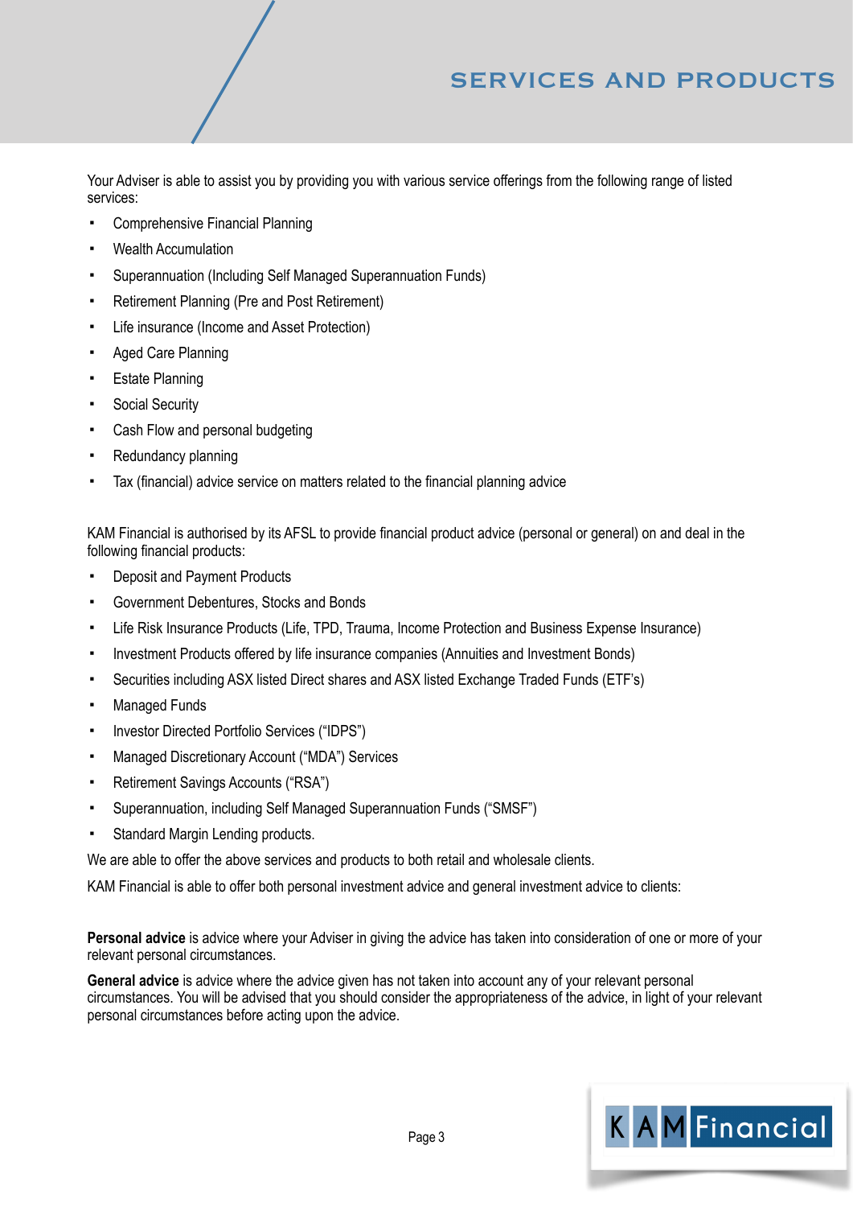# SERVICES AND PRODUCTS

Your Adviser is able to assist you by providing you with various service offerings from the following range of listed services:

- Comprehensive Financial Planning
- Wealth Accumulation
- Superannuation (Including Self Managed Superannuation Funds)
- Retirement Planning (Pre and Post Retirement)
- Life insurance (Income and Asset Protection)
- Aged Care Planning
- Estate Planning
- Social Security
- Cash Flow and personal budgeting
- Redundancy planning
- Tax (financial) advice service on matters related to the financial planning advice

KAM Financial is authorised by its AFSL to provide financial product advice (personal or general) on and deal in the following financial products:

- Deposit and Payment Products
- Government Debentures, Stocks and Bonds
- Life Risk Insurance Products (Life, TPD, Trauma, Income Protection and Business Expense Insurance)
- Investment Products offered by life insurance companies (Annuities and Investment Bonds)
- Securities including ASX listed Direct shares and ASX listed Exchange Traded Funds (ETF's)
- Managed Funds
- Investor Directed Portfolio Services ("IDPS")
- Managed Discretionary Account ("MDA") Services
- Retirement Savings Accounts ("RSA")
- Superannuation, including Self Managed Superannuation Funds ("SMSF")
- Standard Margin Lending products.

We are able to offer the above services and products to both retail and wholesale clients.

KAM Financial is able to offer both personal investment advice and general investment advice to clients:

**Personal advice** is advice where your Adviser in giving the advice has taken into consideration of one or more of your relevant personal circumstances.

**General advice** is advice where the advice given has not taken into account any of your relevant personal circumstances. You will be advised that you should consider the appropriateness of the advice, in light of your relevant personal circumstances before acting upon the advice.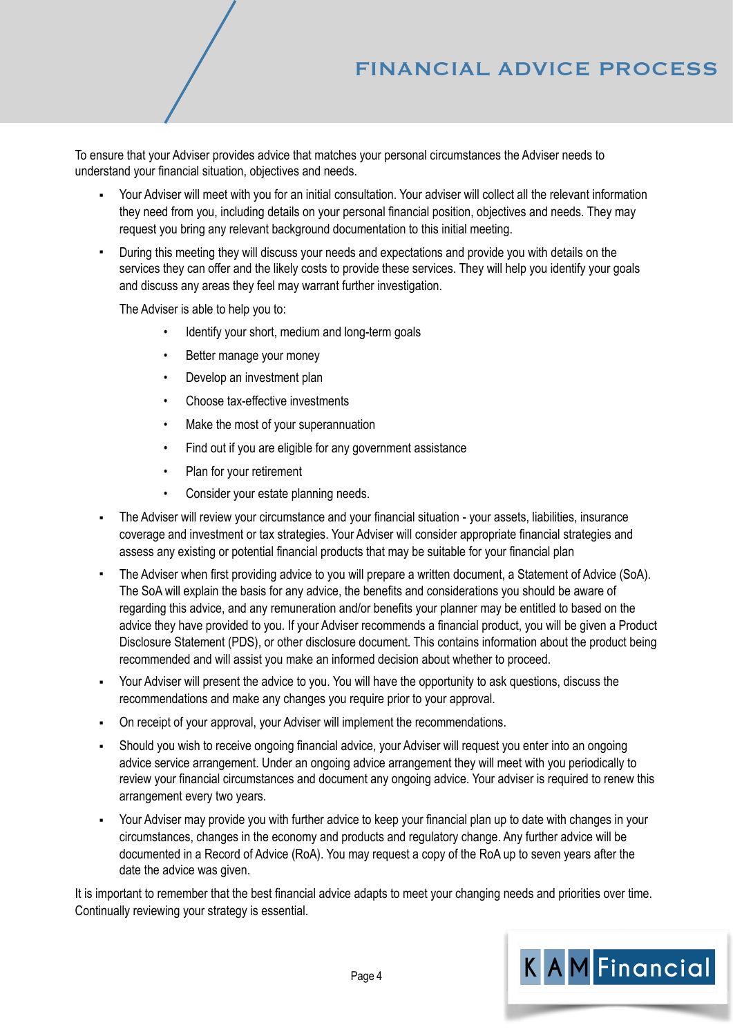# FINANCIAL ADVICE PROCESS

To ensure that your Adviser provides advice that matches your personal circumstances the Adviser needs to understand your financial situation, objectives and needs.

- Your Adviser will meet with you for an initial consultation. Your adviser will collect all the relevant information they need from you, including details on your personal financial position, objectives and needs. They may request you bring any relevant background documentation to this initial meeting.
- During this meeting they will discuss your needs and expectations and provide you with details on the services they can offer and the likely costs to provide these services. They will help you identify your goals and discuss any areas they feel may warrant further investigation.

  The Adviser is able to help you to:

  - Identify your short, medium and long-term goals
  - Better manage your money
  - Develop an investment plan
  - Choose tax-effective investments
  - Make the most of your superannuation
  - Find out if you are eligible for any government assistance
  - Plan for your retirement
  - Consider your estate planning needs.
- The Adviser will review your circumstance and your financial situation - your assets, liabilities, insurance coverage and investment or tax strategies. Your Adviser will consider appropriate financial strategies and assess any existing or potential financial products that may be suitable for your financial plan
- The Adviser when first providing advice to you will prepare a written document, a Statement of Advice (SoA). The SoA will explain the basis for any advice, the benefits and considerations you should be aware of regarding this advice, and any remuneration and/or benefits your planner may be entitled to based on the advice they have provided to you. If your Adviser recommends a financial product, you will be given a Product Disclosure Statement (PDS), or other disclosure document. This contains information about the product being recommended and will assist you make an informed decision about whether to proceed.
- Your Adviser will present the advice to you. You will have the opportunity to ask questions, discuss the recommendations and make any changes you require prior to your approval.
- On receipt of your approval, your Adviser will implement the recommendations.
- Should you wish to receive ongoing financial advice, your Adviser will request you enter into an ongoing advice service arrangement. Under an ongoing advice arrangement they will meet with you periodically to review your financial circumstances and document any ongoing advice. Your adviser is required to renew this arrangement every two years.
- Your Adviser may provide you with further advice to keep your financial plan up to date with changes in your circumstances, changes in the economy and products and regulatory change. Any further advice will be documented in a Record of Advice (RoA). You may request a copy of the RoA up to seven years after the date the advice was given.

It is important to remember that the best financial advice adapts to meet your changing needs and priorities over time. Continually reviewing your strategy is essential.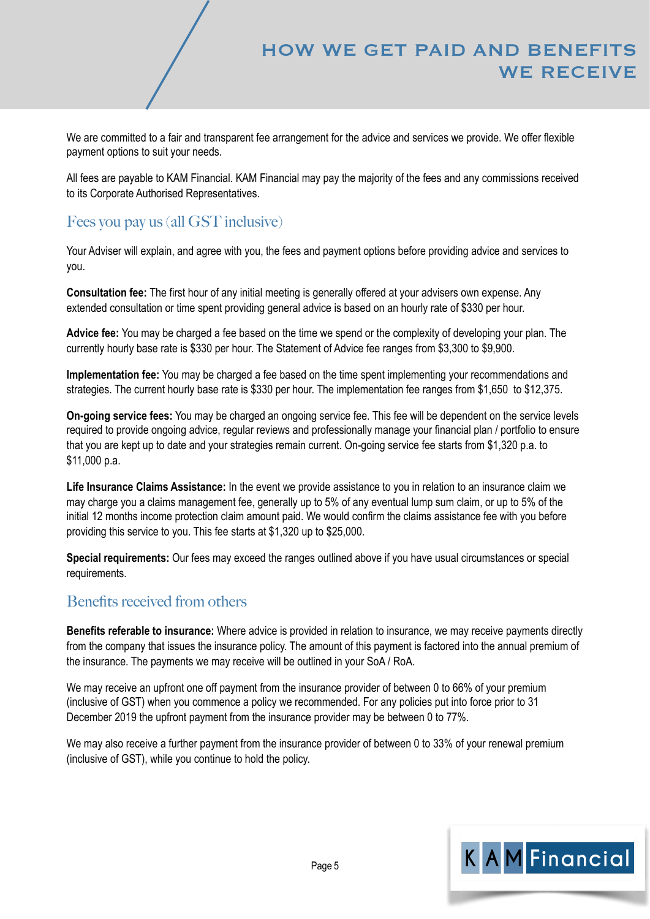# HOW WE GET PAID AND BENEFITS WE RECEIVE

We are committed to a fair and transparent fee arrangement for the advice and services we provide. We offer flexible payment options to suit your needs.

All fees are payable to KAM Financial. KAM Financial may pay the majority of the fees and any commissions received to its Corporate Authorised Representatives.

## Fees you pay us (all GST inclusive)

Your Adviser will explain, and agree with you, the fees and payment options before providing advice and services to you.

**Consultation fee:** The first hour of any initial meeting is generally offered at your advisers own expense. Any extended consultation or time spent providing general advice is based on an hourly rate of $330 per hour.

**Advice fee:** You may be charged a fee based on the time we spend or the complexity of developing your plan. The currently hourly base rate is $330 per hour. The Statement of Advice fee ranges from $3,300 to $9,900.

**Implementation fee:** You may be charged a fee based on the time spent implementing your recommendations and strategies. The current hourly base rate is $330 per hour. The implementation fee ranges from $1,650 to $12,375.

**On-going service fees:** You may be charged an ongoing service fee. This fee will be dependent on the service levels required to provide ongoing advice, regular reviews and professionally manage your financial plan / portfolio to ensure that you are kept up to date and your strategies remain current. On-going service fee starts from $1,320 p.a. to $11,000 p.a.

**Life Insurance Claims Assistance:** In the event we provide assistance to you in relation to an insurance claim we may charge you a claims management fee, generally up to 5% of any eventual lump sum claim, or up to 5% of the initial 12 months income protection claim amount paid. We would confirm the claims assistance fee with you before providing this service to you. This fee starts at $1,320 up to $25,000.

**Special requirements:** Our fees may exceed the ranges outlined above if you have usual circumstances or special requirements.

## Benefits received from others

**Benefits referable to insurance:** Where advice is provided in relation to insurance, we may receive payments directly from the company that issues the insurance policy. The amount of this payment is factored into the annual premium of the insurance. The payments we may receive will be outlined in your SoA / RoA.

We may receive an upfront one off payment from the insurance provider of between 0 to 66% of your premium (inclusive of GST) when you commence a policy we recommended. For any policies put into force prior to 31 December 2019 the upfront payment from the insurance provider may be between 0 to 77%.

We may also receive a further payment from the insurance provider of between 0 to 33% of your renewal premium (inclusive of GST), while you continue to hold the policy.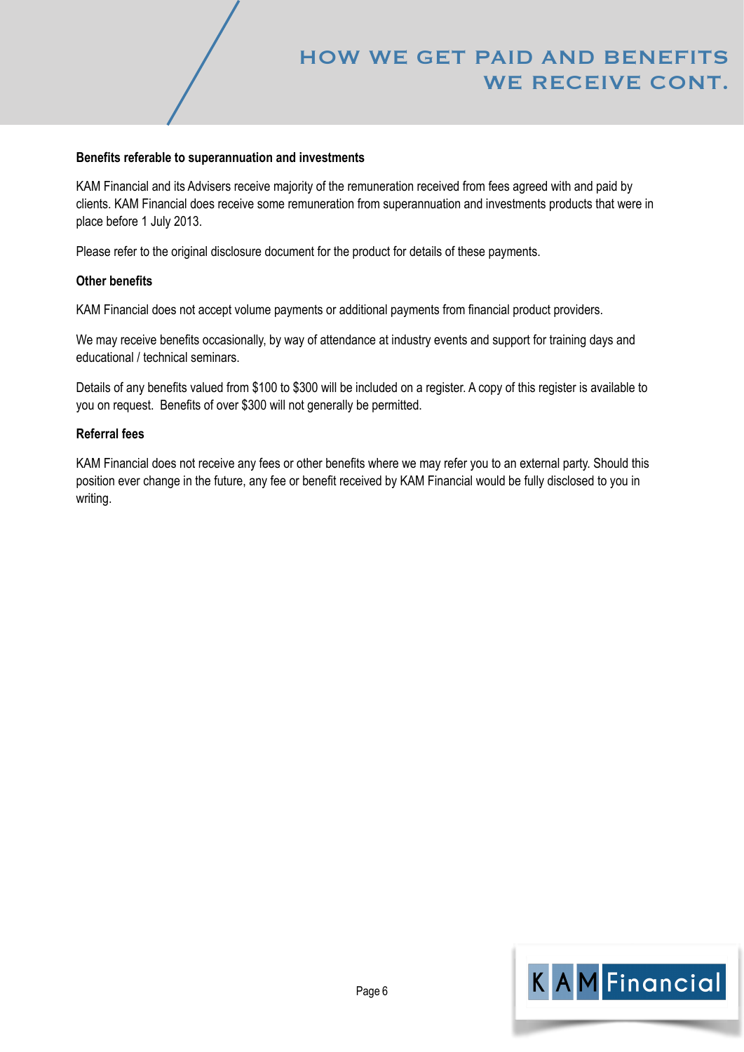# HOW WE GET PAID AND BENEFITS WE RECEIVE CONT.

**Benefits referable to superannuation and investments**

KAM Financial and its Advisers receive majority of the remuneration received from fees agreed with and paid by clients. KAM Financial does receive some remuneration from superannuation and investments products that were in place before 1 July 2013.

Please refer to the original disclosure document for the product for details of these payments.

**Other benefits**

KAM Financial does not accept volume payments or additional payments from financial product providers.

We may receive benefits occasionally, by way of attendance at industry events and support for training days and educational / technical seminars.

Details of any benefits valued from $100 to $300 will be included on a register. A copy of this register is available to you on request. Benefits of over $300 will not generally be permitted.

**Referral fees**

KAM Financial does not receive any fees or other benefits where we may refer you to an external party. Should this position ever change in the future, any fee or benefit received by KAM Financial would be fully disclosed to you in writing.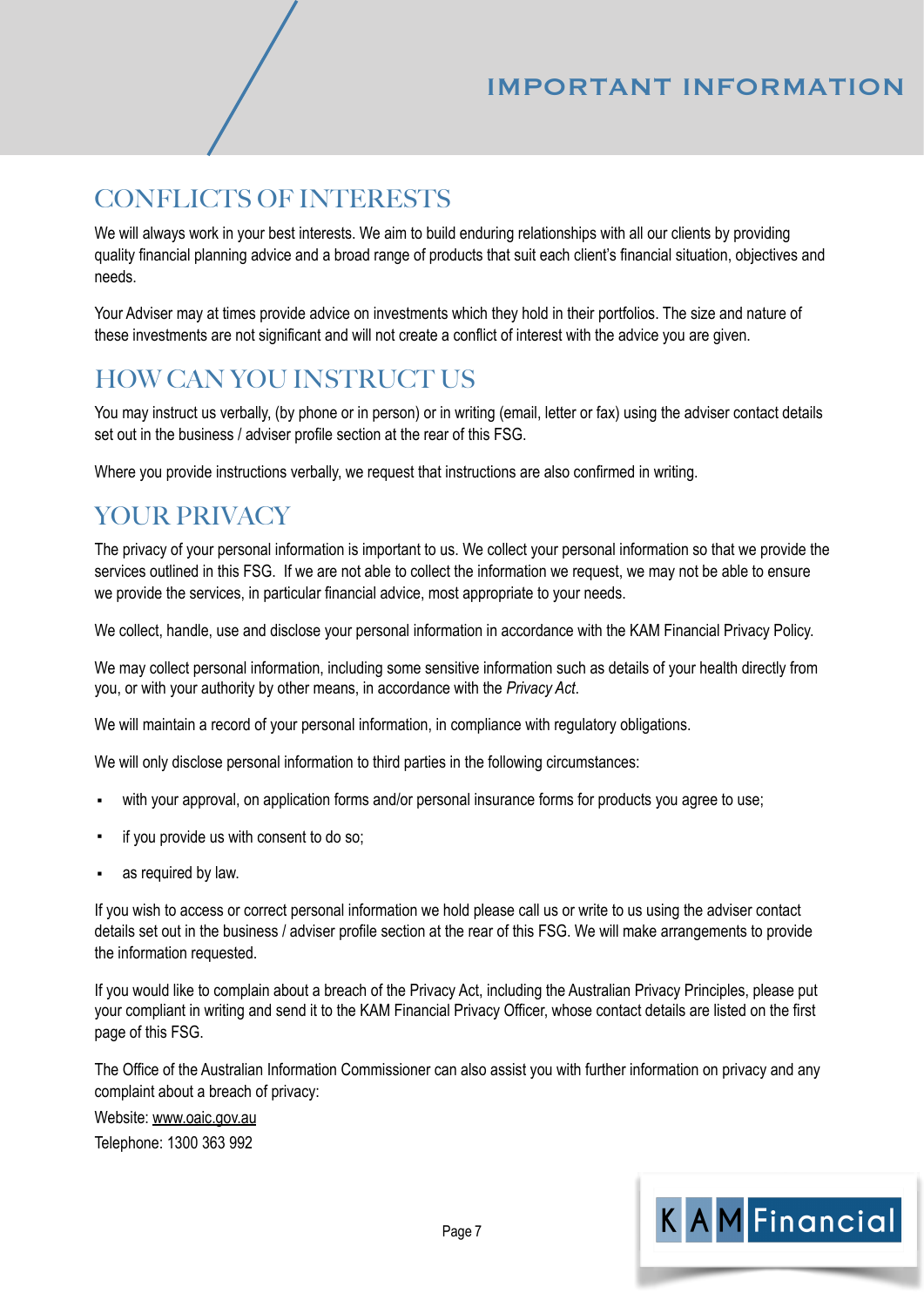# IMPORTANT INFORMATION

## CONFLICTS OF INTERESTS

We will always work in your best interests. We aim to build enduring relationships with all our clients by providing quality financial planning advice and a broad range of products that suit each client's financial situation, objectives and needs.

Your Adviser may at times provide advice on investments which they hold in their portfolios. The size and nature of these investments are not significant and will not create a conflict of interest with the advice you are given.

## HOW CAN YOU INSTRUCT US

You may instruct us verbally, (by phone or in person) or in writing (email, letter or fax) using the adviser contact details set out in the business / adviser profile section at the rear of this FSG.

Where you provide instructions verbally, we request that instructions are also confirmed in writing.

## YOUR PRIVACY

The privacy of your personal information is important to us. We collect your personal information so that we provide the services outlined in this FSG. If we are not able to collect the information we request, we may not be able to ensure we provide the services, in particular financial advice, most appropriate to your needs.

We collect, handle, use and disclose your personal information in accordance with the KAM Financial Privacy Policy.

We may collect personal information, including some sensitive information such as details of your health directly from you, or with your authority by other means, in accordance with the *Privacy Act*.

We will maintain a record of your personal information, in compliance with regulatory obligations.

We will only disclose personal information to third parties in the following circumstances:

- with your approval, on application forms and/or personal insurance forms for products you agree to use;
- if you provide us with consent to do so;
- as required by law.

If you wish to access or correct personal information we hold please call us or write to us using the adviser contact details set out in the business / adviser profile section at the rear of this FSG. We will make arrangements to provide the information requested.

If you would like to complain about a breach of the Privacy Act, including the Australian Privacy Principles, please put your compliant in writing and send it to the KAM Financial Privacy Officer, whose contact details are listed on the first page of this FSG.

The Office of the Australian Information Commissioner can also assist you with further information on privacy and any complaint about a breach of privacy:

Website: www.oaic.gov.au

Telephone: 1300 363 992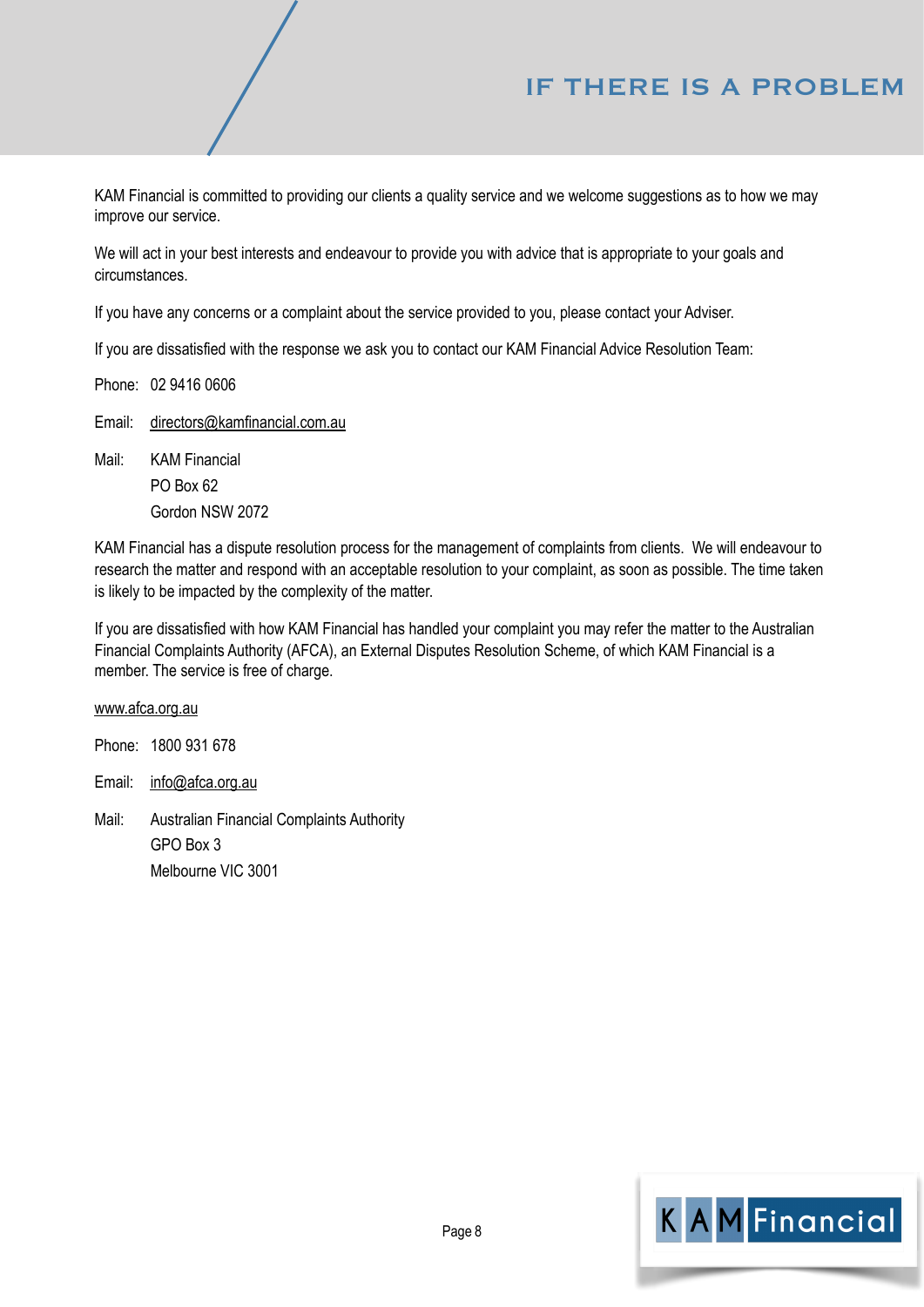# IF THERE IS A PROBLEM

KAM Financial is committed to providing our clients a quality service and we welcome suggestions as to how we may improve our service.

We will act in your best interests and endeavour to provide you with advice that is appropriate to your goals and circumstances.

If you have any concerns or a complaint about the service provided to you, please contact your Adviser.

If you are dissatisfied with the response we ask you to contact our KAM Financial Advice Resolution Team:

Phone: 02 9416 0606

Email: directors@kamfinancial.com.au

Mail: KAM Financial
PO Box 62
Gordon NSW 2072

KAM Financial has a dispute resolution process for the management of complaints from clients. We will endeavour to research the matter and respond with an acceptable resolution to your complaint, as soon as possible. The time taken is likely to be impacted by the complexity of the matter.

If you are dissatisfied with how KAM Financial has handled your complaint you may refer the matter to the Australian Financial Complaints Authority (AFCA), an External Disputes Resolution Scheme, of which KAM Financial is a member. The service is free of charge.

www.afca.org.au

Phone: 1800 931 678

Email: info@afca.org.au

Mail: Australian Financial Complaints Authority
GPO Box 3
Melbourne VIC 3001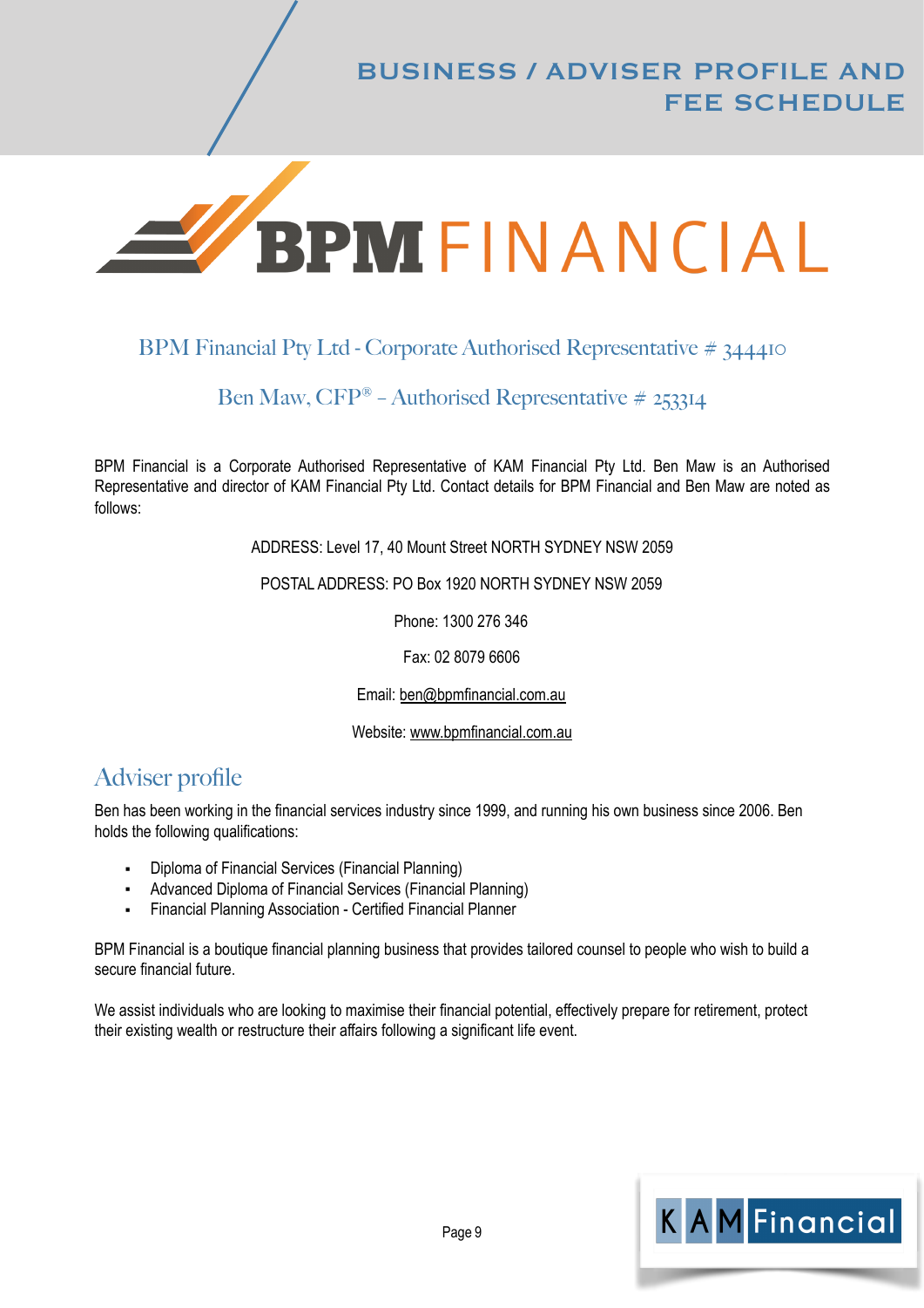# BUSINESS / ADVISER PROFILE AND FEE SCHEDULE

BPM FINANCIAL

## BPM Financial Pty Ltd - Corporate Authorised Representative # 344410

## Ben Maw, CFP® – Authorised Representative # 253314

BPM Financial is a Corporate Authorised Representative of KAM Financial Pty Ltd. Ben Maw is an Authorised Representative and director of KAM Financial Pty Ltd. Contact details for BPM Financial and Ben Maw are noted as follows:

ADDRESS: Level 17, 40 Mount Street NORTH SYDNEY NSW 2059

POSTAL ADDRESS: PO Box 1920 NORTH SYDNEY NSW 2059

Phone: 1300 276 346

Fax: 02 8079 6606

Email: ben@bpmfinancial.com.au

Website: www.bpmfinancial.com.au

## Adviser profile

Ben has been working in the financial services industry since 1999, and running his own business since 2006. Ben holds the following qualifications:

- Diploma of Financial Services (Financial Planning)
- Advanced Diploma of Financial Services (Financial Planning)
- Financial Planning Association - Certified Financial Planner

BPM Financial is a boutique financial planning business that provides tailored counsel to people who wish to build a secure financial future.

We assist individuals who are looking to maximise their financial potential, effectively prepare for retirement, protect their existing wealth or restructure their affairs following a significant life event.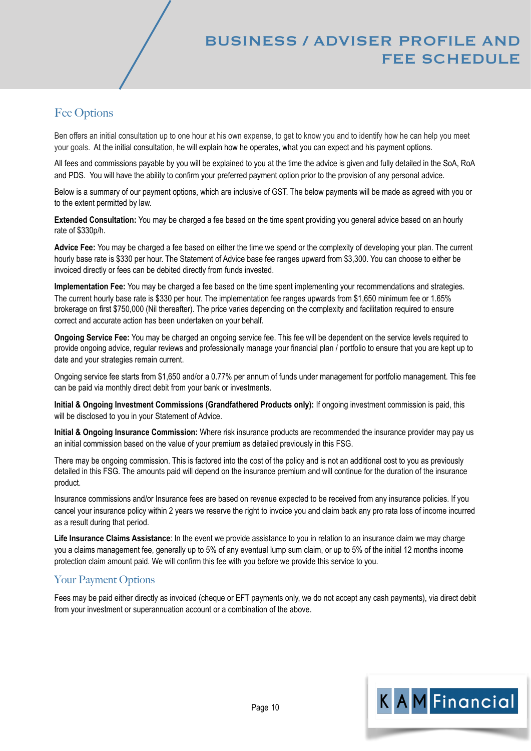## Fee Options

Ben offers an initial consultation up to one hour at his own expense, to get to know you and to identify how he can help you meet your goals. At the initial consultation, he will explain how he operates, what you can expect and his payment options.

All fees and commissions payable by you will be explained to you at the time the advice is given and fully detailed in the SoA, RoA and PDS. You will have the ability to confirm your preferred payment option prior to the provision of any personal advice.

Below is a summary of our payment options, which are inclusive of GST. The below payments will be made as agreed with you or to the extent permitted by law.

**Extended Consultation:** You may be charged a fee based on the time spent providing you general advice based on an hourly rate of $330p/h.

**Advice Fee:** You may be charged a fee based on either the time we spend or the complexity of developing your plan. The current hourly base rate is $330 per hour. The Statement of Advice base fee ranges upward from $3,300. You can choose to either be invoiced directly or fees can be debited directly from funds invested.

**Implementation Fee:** You may be charged a fee based on the time spent implementing your recommendations and strategies. The current hourly base rate is $330 per hour. The implementation fee ranges upwards from $1,650 minimum fee or 1.65% brokerage on first $750,000 (Nil thereafter). The price varies depending on the complexity and facilitation required to ensure correct and accurate action has been undertaken on your behalf.

**Ongoing Service Fee:** You may be charged an ongoing service fee. This fee will be dependent on the service levels required to provide ongoing advice, regular reviews and professionally manage your financial plan / portfolio to ensure that you are kept up to date and your strategies remain current.

Ongoing service fee starts from $1,650 and/or a 0.77% per annum of funds under management for portfolio management. This fee can be paid via monthly direct debit from your bank or investments.

**Initial & Ongoing Investment Commissions (Grandfathered Products only):** If ongoing investment commission is paid, this will be disclosed to you in your Statement of Advice.

**Initial & Ongoing Insurance Commission:** Where risk insurance products are recommended the insurance provider may pay us an initial commission based on the value of your premium as detailed previously in this FSG.

There may be ongoing commission. This is factored into the cost of the policy and is not an additional cost to you as previously detailed in this FSG. The amounts paid will depend on the insurance premium and will continue for the duration of the insurance product.

Insurance commissions and/or Insurance fees are based on revenue expected to be received from any insurance policies. If you cancel your insurance policy within 2 years we reserve the right to invoice you and claim back any pro rata loss of income incurred as a result during that period.

**Life Insurance Claims Assistance**: In the event we provide assistance to you in relation to an insurance claim we may charge you a claims management fee, generally up to 5% of any eventual lump sum claim, or up to 5% of the initial 12 months income protection claim amount paid. We will confirm this fee with you before we provide this service to you.

## Your Payment Options

Fees may be paid either directly as invoiced (cheque or EFT payments only, we do not accept any cash payments), via direct debit from your investment or superannuation account or a combination of the above.